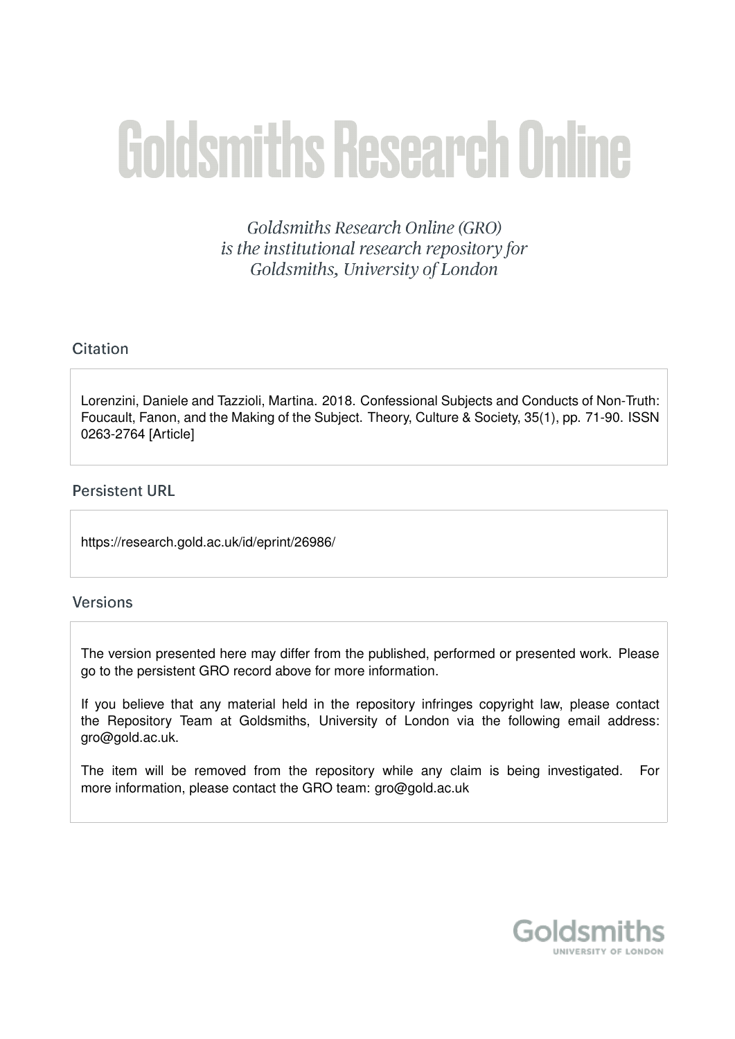# Goldsmiths Research Online

*Goldsmiths Research Online (GRO) is the institutional research repository for Goldsmiths, University of London*

## Citation

Lorenzini, Daniele and Tazzioli, Martina. 2018. Confessional Subjects and Conducts of Non-Truth: Foucault, Fanon, and the Making of the Subject. Theory, Culture & Society, 35(1), pp. 71-90. ISSN 0263-2764 [Article]

## Persistent URL

https://research.gold.ac.uk/id/eprint/26986/

## Versions

The version presented here may differ from the published, performed or presented work. Please go to the persistent GRO record above for more information.

If you believe that any material held in the repository infringes copyright law, please contact the Repository Team at Goldsmiths, University of London via the following email address: gro@gold.ac.uk.

The item will be removed from the repository while any claim is being investigated. For more information, please contact the GRO team: gro@gold.ac.uk

Goldsmiths
UNIVERSITY OF LONDON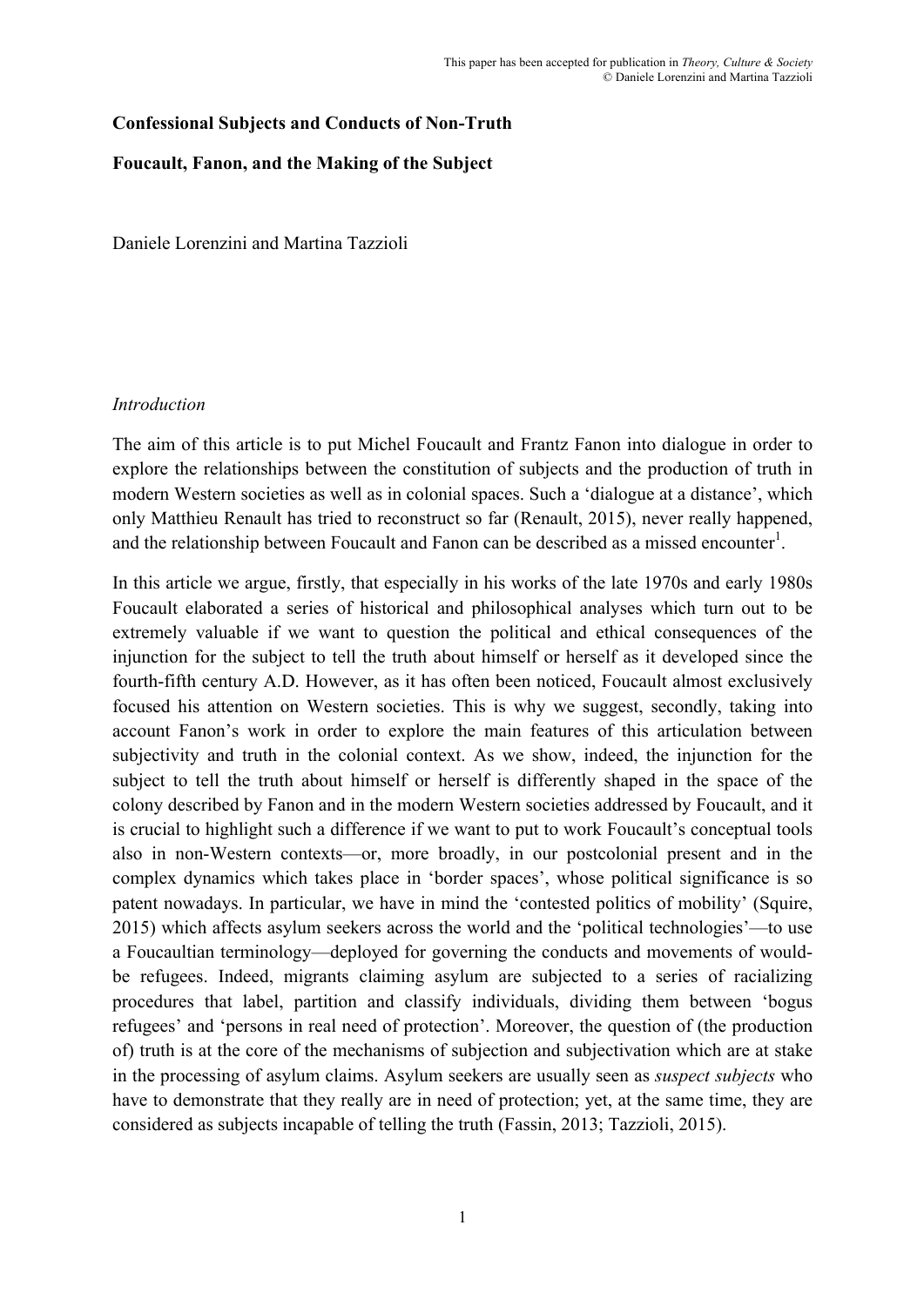**Confessional Subjects and Conducts of Non-Truth**

**Foucault, Fanon, and the Making of the Subject**

Daniele Lorenzini and Martina Tazzioli

*Introduction*

The aim of this article is to put Michel Foucault and Frantz Fanon into dialogue in order to explore the relationships between the constitution of subjects and the production of truth in modern Western societies as well as in colonial spaces. Such a 'dialogue at a distance', which only Matthieu Renault has tried to reconstruct so far (Renault, 2015), never really happened, and the relationship between Foucault and Fanon can be described as a missed encounter[1].

In this article we argue, firstly, that especially in his works of the late 1970s and early 1980s Foucault elaborated a series of historical and philosophical analyses which turn out to be extremely valuable if we want to question the political and ethical consequences of the injunction for the subject to tell the truth about himself or herself as it developed since the fourth-fifth century A.D. However, as it has often been noticed, Foucault almost exclusively focused his attention on Western societies. This is why we suggest, secondly, taking into account Fanon's work in order to explore the main features of this articulation between subjectivity and truth in the colonial context. As we show, indeed, the injunction for the subject to tell the truth about himself or herself is differently shaped in the space of the colony described by Fanon and in the modern Western societies addressed by Foucault, and it is crucial to highlight such a difference if we want to put to work Foucault's conceptual tools also in non-Western contexts—or, more broadly, in our postcolonial present and in the complex dynamics which takes place in 'border spaces', whose political significance is so patent nowadays. In particular, we have in mind the 'contested politics of mobility' (Squire, 2015) which affects asylum seekers across the world and the 'political technologies'—to use a Foucaultian terminology—deployed for governing the conducts and movements of would-be refugees. Indeed, migrants claiming asylum are subjected to a series of racializing procedures that label, partition and classify individuals, dividing them between 'bogus refugees' and 'persons in real need of protection'. Moreover, the question of (the production of) truth is at the core of the mechanisms of subjection and subjectivation which are at stake in the processing of asylum claims. Asylum seekers are usually seen as *suspect subjects* who have to demonstrate that they really are in need of protection; yet, at the same time, they are considered as subjects incapable of telling the truth (Fassin, 2013; Tazzioli, 2015).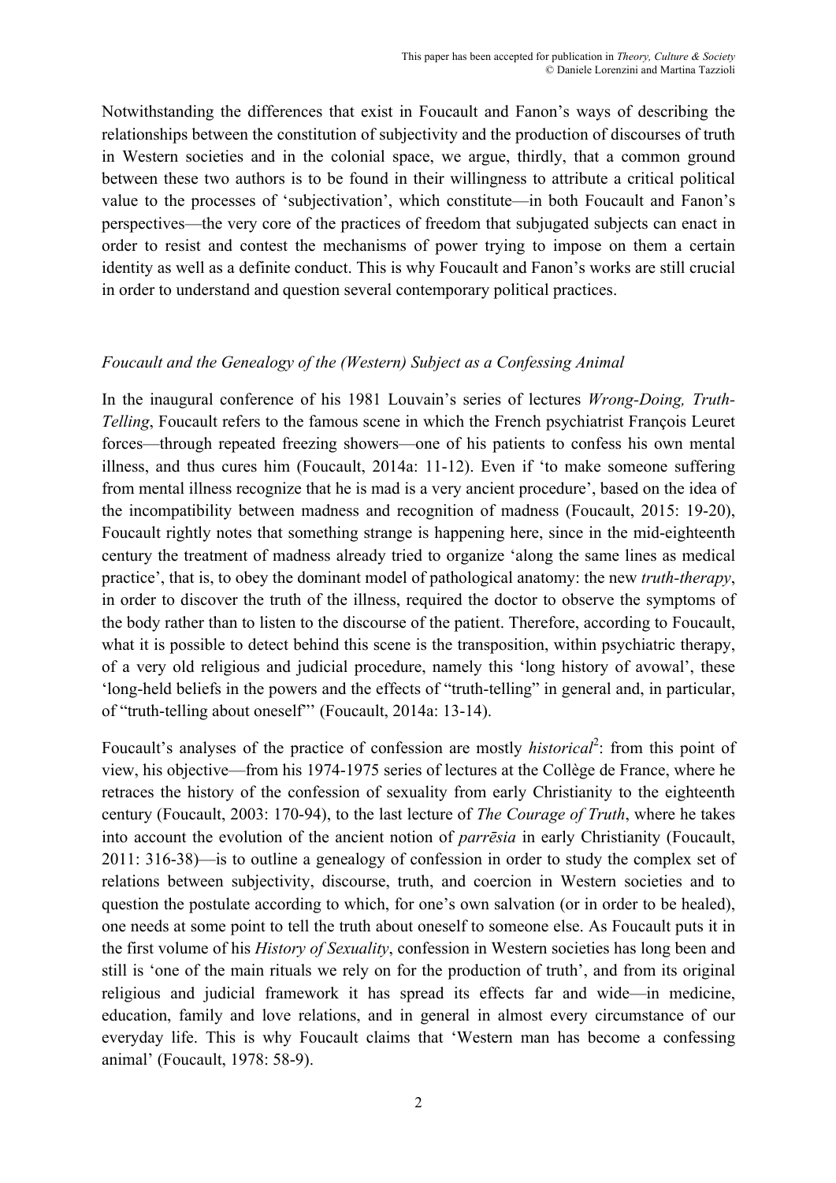Notwithstanding the differences that exist in Foucault and Fanon's ways of describing the relationships between the constitution of subjectivity and the production of discourses of truth in Western societies and in the colonial space, we argue, thirdly, that a common ground between these two authors is to be found in their willingness to attribute a critical political value to the processes of 'subjectivation', which constitute—in both Foucault and Fanon's perspectives—the very core of the practices of freedom that subjugated subjects can enact in order to resist and contest the mechanisms of power trying to impose on them a certain identity as well as a definite conduct. This is why Foucault and Fanon's works are still crucial in order to understand and question several contemporary political practices.

### *Foucault and the Genealogy of the (Western) Subject as a Confessing Animal*

In the inaugural conference of his 1981 Louvain's series of lectures *Wrong-Doing, Truth-Telling*, Foucault refers to the famous scene in which the French psychiatrist François Leuret forces—through repeated freezing showers—one of his patients to confess his own mental illness, and thus cures him (Foucault, 2014a: 11-12). Even if 'to make someone suffering from mental illness recognize that he is mad is a very ancient procedure', based on the idea of the incompatibility between madness and recognition of madness (Foucault, 2015: 19-20), Foucault rightly notes that something strange is happening here, since in the mid-eighteenth century the treatment of madness already tried to organize 'along the same lines as medical practice', that is, to obey the dominant model of pathological anatomy: the new *truth-therapy*, in order to discover the truth of the illness, required the doctor to observe the symptoms of the body rather than to listen to the discourse of the patient. Therefore, according to Foucault, what it is possible to detect behind this scene is the transposition, within psychiatric therapy, of a very old religious and judicial procedure, namely this 'long history of avowal', these 'long-held beliefs in the powers and the effects of "truth-telling" in general and, in particular, of "truth-telling about oneself"' (Foucault, 2014a: 13-14).

Foucault's analyses of the practice of confession are mostly *historical*[2]: from this point of view, his objective—from his 1974-1975 series of lectures at the Collège de France, where he retraces the history of the confession of sexuality from early Christianity to the eighteenth century (Foucault, 2003: 170-94), to the last lecture of *The Courage of Truth*, where he takes into account the evolution of the ancient notion of *parrēsia* in early Christianity (Foucault, 2011: 316-38)—is to outline a genealogy of confession in order to study the complex set of relations between subjectivity, discourse, truth, and coercion in Western societies and to question the postulate according to which, for one's own salvation (or in order to be healed), one needs at some point to tell the truth about oneself to someone else. As Foucault puts it in the first volume of his *History of Sexuality*, confession in Western societies has long been and still is 'one of the main rituals we rely on for the production of truth', and from its original religious and judicial framework it has spread its effects far and wide—in medicine, education, family and love relations, and in general in almost every circumstance of our everyday life. This is why Foucault claims that 'Western man has become a confessing animal' (Foucault, 1978: 58-9).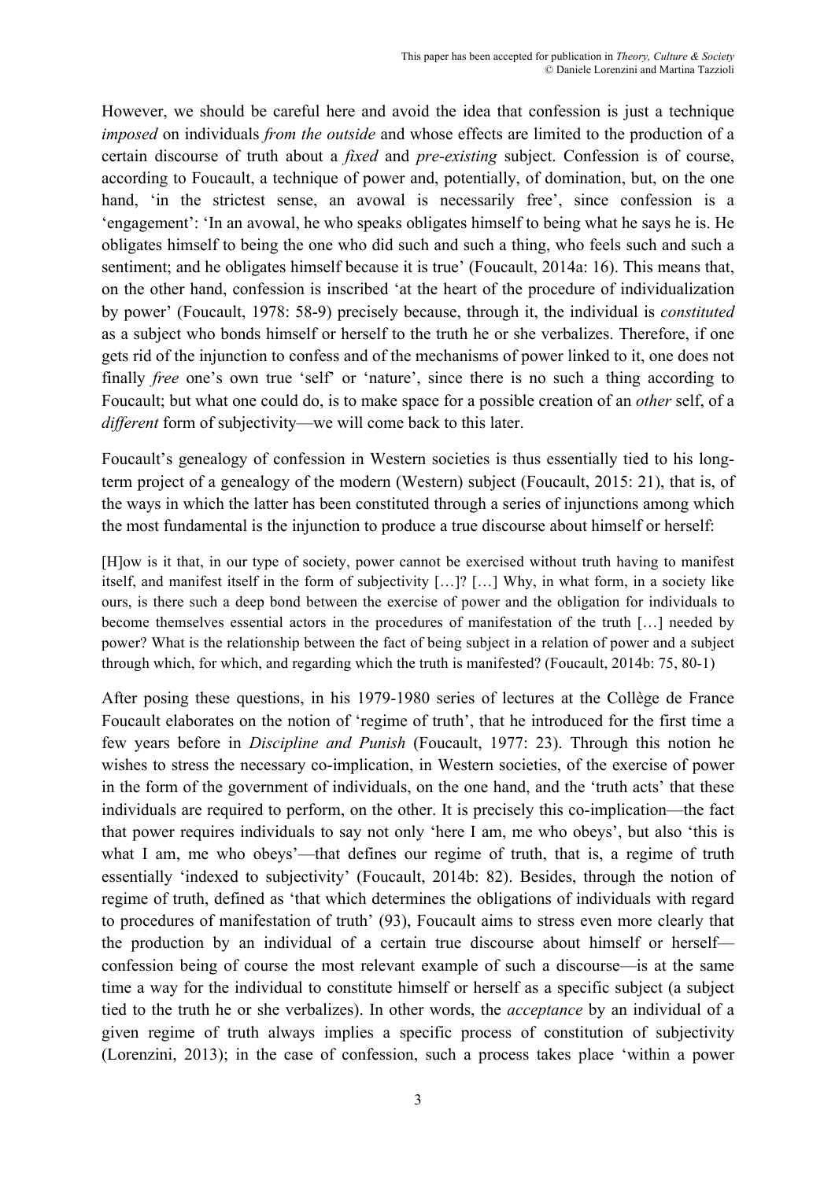However, we should be careful here and avoid the idea that confession is just a technique *imposed* on individuals *from the outside* and whose effects are limited to the production of a certain discourse of truth about a *fixed* and *pre-existing* subject. Confession is of course, according to Foucault, a technique of power and, potentially, of domination, but, on the one hand, 'in the strictest sense, an avowal is necessarily free', since confession is a 'engagement': 'In an avowal, he who speaks obligates himself to being what he says he is. He obligates himself to being the one who did such and such a thing, who feels such and such a sentiment; and he obligates himself because it is true' (Foucault, 2014a: 16). This means that, on the other hand, confession is inscribed 'at the heart of the procedure of individualization by power' (Foucault, 1978: 58-9) precisely because, through it, the individual is *constituted* as a subject who bonds himself or herself to the truth he or she verbalizes. Therefore, if one gets rid of the injunction to confess and of the mechanisms of power linked to it, one does not finally *free* one's own true 'self' or 'nature', since there is no such a thing according to Foucault; but what one could do, is to make space for a possible creation of an *other* self, of a *different* form of subjectivity—we will come back to this later.

Foucault's genealogy of confession in Western societies is thus essentially tied to his long-term project of a genealogy of the modern (Western) subject (Foucault, 2015: 21), that is, of the ways in which the latter has been constituted through a series of injunctions among which the most fundamental is the injunction to produce a true discourse about himself or herself:

> [H]ow is it that, in our type of society, power cannot be exercised without truth having to manifest itself, and manifest itself in the form of subjectivity […]? […] Why, in what form, in a society like ours, is there such a deep bond between the exercise of power and the obligation for individuals to become themselves essential actors in the procedures of manifestation of the truth […] needed by power? What is the relationship between the fact of being subject in a relation of power and a subject through which, for which, and regarding which the truth is manifested? (Foucault, 2014b: 75, 80-1)

After posing these questions, in his 1979-1980 series of lectures at the Collège de France Foucault elaborates on the notion of 'regime of truth', that he introduced for the first time a few years before in *Discipline and Punish* (Foucault, 1977: 23). Through this notion he wishes to stress the necessary co-implication, in Western societies, of the exercise of power in the form of the government of individuals, on the one hand, and the 'truth acts' that these individuals are required to perform, on the other. It is precisely this co-implication—the fact that power requires individuals to say not only 'here I am, me who obeys', but also 'this is what I am, me who obeys'—that defines our regime of truth, that is, a regime of truth essentially 'indexed to subjectivity' (Foucault, 2014b: 82). Besides, through the notion of regime of truth, defined as 'that which determines the obligations of individuals with regard to procedures of manifestation of truth' (93), Foucault aims to stress even more clearly that the production by an individual of a certain true discourse about himself or herself—confession being of course the most relevant example of such a discourse—is at the same time a way for the individual to constitute himself or herself as a specific subject (a subject tied to the truth he or she verbalizes). In other words, the *acceptance* by an individual of a given regime of truth always implies a specific process of constitution of subjectivity (Lorenzini, 2013); in the case of confession, such a process takes place 'within a power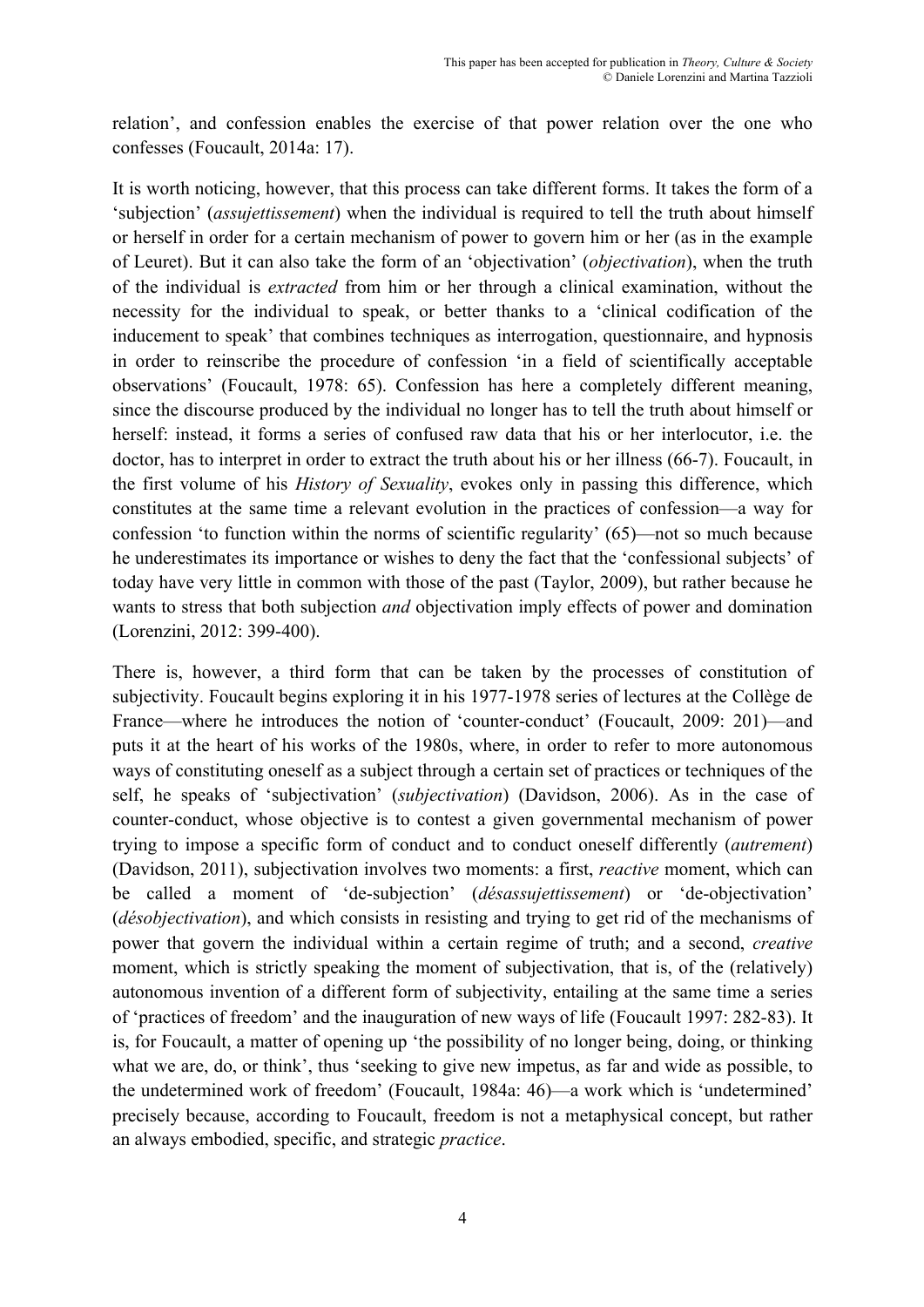relation', and confession enables the exercise of that power relation over the one who confesses (Foucault, 2014a: 17).

It is worth noticing, however, that this process can take different forms. It takes the form of a 'subjection' (*assujettissement*) when the individual is required to tell the truth about himself or herself in order for a certain mechanism of power to govern him or her (as in the example of Leuret). But it can also take the form of an 'objectivation' (*objectivation*), when the truth of the individual is *extracted* from him or her through a clinical examination, without the necessity for the individual to speak, or better thanks to a 'clinical codification of the inducement to speak' that combines techniques as interrogation, questionnaire, and hypnosis in order to reinscribe the procedure of confession 'in a field of scientifically acceptable observations' (Foucault, 1978: 65). Confession has here a completely different meaning, since the discourse produced by the individual no longer has to tell the truth about himself or herself: instead, it forms a series of confused raw data that his or her interlocutor, i.e. the doctor, has to interpret in order to extract the truth about his or her illness (66-7). Foucault, in the first volume of his *History of Sexuality*, evokes only in passing this difference, which constitutes at the same time a relevant evolution in the practices of confession—a way for confession 'to function within the norms of scientific regularity' (65)—not so much because he underestimates its importance or wishes to deny the fact that the 'confessional subjects' of today have very little in common with those of the past (Taylor, 2009), but rather because he wants to stress that both subjection *and* objectivation imply effects of power and domination (Lorenzini, 2012: 399-400).

There is, however, a third form that can be taken by the processes of constitution of subjectivity. Foucault begins exploring it in his 1977-1978 series of lectures at the Collège de France—where he introduces the notion of 'counter-conduct' (Foucault, 2009: 201)—and puts it at the heart of his works of the 1980s, where, in order to refer to more autonomous ways of constituting oneself as a subject through a certain set of practices or techniques of the self, he speaks of 'subjectivation' (*subjectivation*) (Davidson, 2006). As in the case of counter-conduct, whose objective is to contest a given governmental mechanism of power trying to impose a specific form of conduct and to conduct oneself differently (*autrement*) (Davidson, 2011), subjectivation involves two moments: a first, *reactive* moment, which can be called a moment of 'de-subjection' (*désassujettissement*) or 'de-objectivation' (*désobjectivation*), and which consists in resisting and trying to get rid of the mechanisms of power that govern the individual within a certain regime of truth; and a second, *creative* moment, which is strictly speaking the moment of subjectivation, that is, of the (relatively) autonomous invention of a different form of subjectivity, entailing at the same time a series of 'practices of freedom' and the inauguration of new ways of life (Foucault 1997: 282-83). It is, for Foucault, a matter of opening up 'the possibility of no longer being, doing, or thinking what we are, do, or think', thus 'seeking to give new impetus, as far and wide as possible, to the undetermined work of freedom' (Foucault, 1984a: 46)—a work which is 'undetermined' precisely because, according to Foucault, freedom is not a metaphysical concept, but rather an always embodied, specific, and strategic *practice*.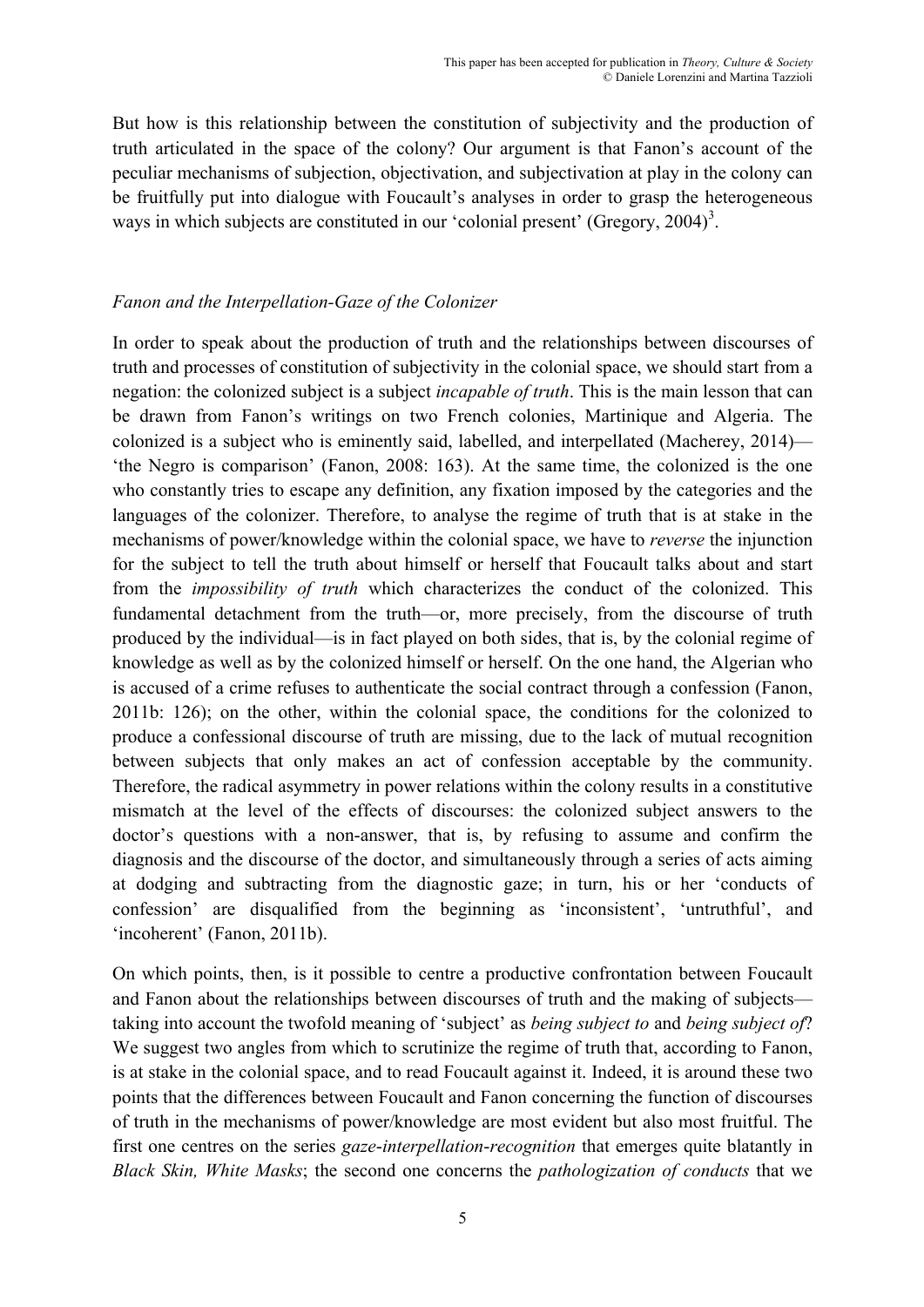But how is this relationship between the constitution of subjectivity and the production of truth articulated in the space of the colony? Our argument is that Fanon's account of the peculiar mechanisms of subjection, objectivation, and subjectivation at play in the colony can be fruitfully put into dialogue with Foucault's analyses in order to grasp the heterogeneous ways in which subjects are constituted in our 'colonial present' (Gregory, 2004)[3].

## *Fanon and the Interpellation-Gaze of the Colonizer*

In order to speak about the production of truth and the relationships between discourses of truth and processes of constitution of subjectivity in the colonial space, we should start from a negation: the colonized subject is a subject *incapable of truth*. This is the main lesson that can be drawn from Fanon's writings on two French colonies, Martinique and Algeria. The colonized is a subject who is eminently said, labelled, and interpellated (Macherey, 2014)—'the Negro is comparison' (Fanon, 2008: 163). At the same time, the colonized is the one who constantly tries to escape any definition, any fixation imposed by the categories and the languages of the colonizer. Therefore, to analyse the regime of truth that is at stake in the mechanisms of power/knowledge within the colonial space, we have to *reverse* the injunction for the subject to tell the truth about himself or herself that Foucault talks about and start from the *impossibility of truth* which characterizes the conduct of the colonized. This fundamental detachment from the truth—or, more precisely, from the discourse of truth produced by the individual—is in fact played on both sides, that is, by the colonial regime of knowledge as well as by the colonized himself or herself. On the one hand, the Algerian who is accused of a crime refuses to authenticate the social contract through a confession (Fanon, 2011b: 126); on the other, within the colonial space, the conditions for the colonized to produce a confessional discourse of truth are missing, due to the lack of mutual recognition between subjects that only makes an act of confession acceptable by the community. Therefore, the radical asymmetry in power relations within the colony results in a constitutive mismatch at the level of the effects of discourses: the colonized subject answers to the doctor's questions with a non-answer, that is, by refusing to assume and confirm the diagnosis and the discourse of the doctor, and simultaneously through a series of acts aiming at dodging and subtracting from the diagnostic gaze; in turn, his or her 'conducts of confession' are disqualified from the beginning as 'inconsistent', 'untruthful', and 'incoherent' (Fanon, 2011b).

On which points, then, is it possible to centre a productive confrontation between Foucault and Fanon about the relationships between discourses of truth and the making of subjects—taking into account the twofold meaning of 'subject' as *being subject to* and *being subject of*? We suggest two angles from which to scrutinize the regime of truth that, according to Fanon, is at stake in the colonial space, and to read Foucault against it. Indeed, it is around these two points that the differences between Foucault and Fanon concerning the function of discourses of truth in the mechanisms of power/knowledge are most evident but also most fruitful. The first one centres on the series *gaze-interpellation-recognition* that emerges quite blatantly in *Black Skin, White Masks*; the second one concerns the *pathologization of conducts* that we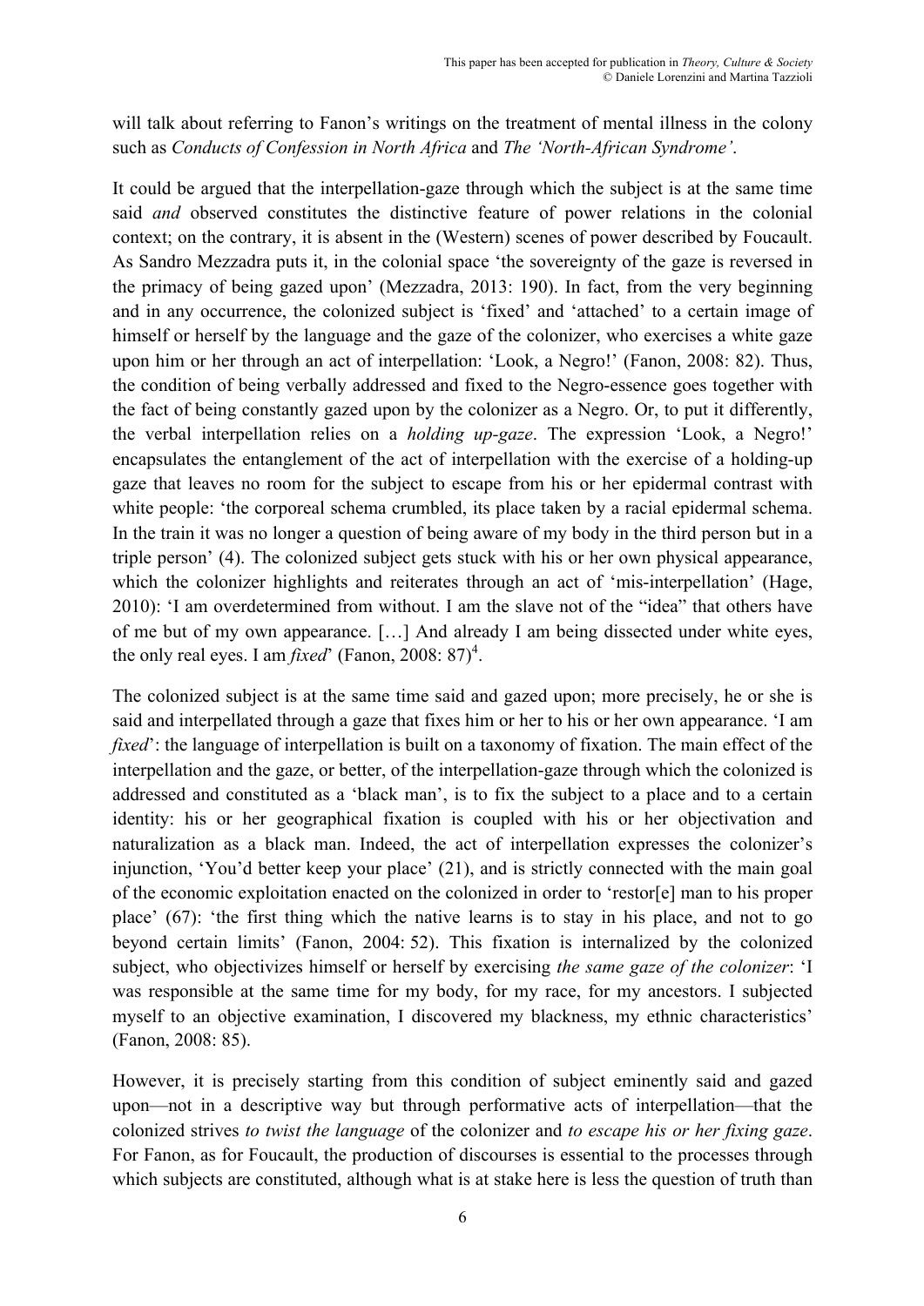will talk about referring to Fanon's writings on the treatment of mental illness in the colony such as *Conducts of Confession in North Africa* and *The 'North-African Syndrome'*.

It could be argued that the interpellation-gaze through which the subject is at the same time said *and* observed constitutes the distinctive feature of power relations in the colonial context; on the contrary, it is absent in the (Western) scenes of power described by Foucault. As Sandro Mezzadra puts it, in the colonial space 'the sovereignty of the gaze is reversed in the primacy of being gazed upon' (Mezzadra, 2013: 190). In fact, from the very beginning and in any occurrence, the colonized subject is 'fixed' and 'attached' to a certain image of himself or herself by the language and the gaze of the colonizer, who exercises a white gaze upon him or her through an act of interpellation: 'Look, a Negro!' (Fanon, 2008: 82). Thus, the condition of being verbally addressed and fixed to the Negro-essence goes together with the fact of being constantly gazed upon by the colonizer as a Negro. Or, to put it differently, the verbal interpellation relies on a *holding up-gaze*. The expression 'Look, a Negro!' encapsulates the entanglement of the act of interpellation with the exercise of a holding-up gaze that leaves no room for the subject to escape from his or her epidermal contrast with white people: 'the corporeal schema crumbled, its place taken by a racial epidermal schema. In the train it was no longer a question of being aware of my body in the third person but in a triple person' (4). The colonized subject gets stuck with his or her own physical appearance, which the colonizer highlights and reiterates through an act of 'mis-interpellation' (Hage, 2010): 'I am overdetermined from without. I am the slave not of the "idea" that others have of me but of my own appearance. […] And already I am being dissected under white eyes, the only real eyes. I am *fixed*' (Fanon, 2008: 87)[4].

The colonized subject is at the same time said and gazed upon; more precisely, he or she is said and interpellated through a gaze that fixes him or her to his or her own appearance. 'I am *fixed*': the language of interpellation is built on a taxonomy of fixation. The main effect of the interpellation and the gaze, or better, of the interpellation-gaze through which the colonized is addressed and constituted as a 'black man', is to fix the subject to a place and to a certain identity: his or her geographical fixation is coupled with his or her objectivation and naturalization as a black man. Indeed, the act of interpellation expresses the colonizer's injunction, 'You'd better keep your place' (21), and is strictly connected with the main goal of the economic exploitation enacted on the colonized in order to 'restor[e] man to his proper place' (67): 'the first thing which the native learns is to stay in his place, and not to go beyond certain limits' (Fanon, 2004: 52). This fixation is internalized by the colonized subject, who objectivizes himself or herself by exercising *the same gaze of the colonizer*: 'I was responsible at the same time for my body, for my race, for my ancestors. I subjected myself to an objective examination, I discovered my blackness, my ethnic characteristics' (Fanon, 2008: 85).

However, it is precisely starting from this condition of subject eminently said and gazed upon—not in a descriptive way but through performative acts of interpellation—that the colonized strives *to twist the language* of the colonizer and *to escape his or her fixing gaze*. For Fanon, as for Foucault, the production of discourses is essential to the processes through which subjects are constituted, although what is at stake here is less the question of truth than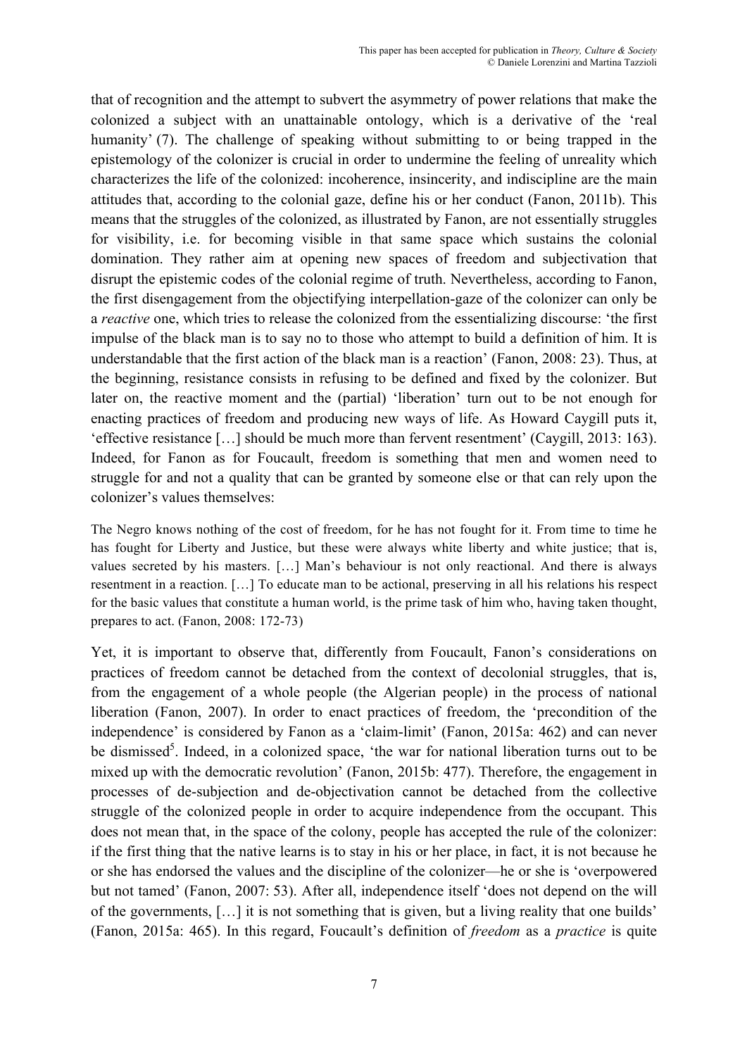that of recognition and the attempt to subvert the asymmetry of power relations that make the colonized a subject with an unattainable ontology, which is a derivative of the 'real humanity' (7). The challenge of speaking without submitting to or being trapped in the epistemology of the colonizer is crucial in order to undermine the feeling of unreality which characterizes the life of the colonized: incoherence, insincerity, and indiscipline are the main attitudes that, according to the colonial gaze, define his or her conduct (Fanon, 2011b). This means that the struggles of the colonized, as illustrated by Fanon, are not essentially struggles for visibility, i.e. for becoming visible in that same space which sustains the colonial domination. They rather aim at opening new spaces of freedom and subjectivation that disrupt the epistemic codes of the colonial regime of truth. Nevertheless, according to Fanon, the first disengagement from the objectifying interpellation-gaze of the colonizer can only be a *reactive* one, which tries to release the colonized from the essentializing discourse: 'the first impulse of the black man is to say no to those who attempt to build a definition of him. It is understandable that the first action of the black man is a reaction' (Fanon, 2008: 23). Thus, at the beginning, resistance consists in refusing to be defined and fixed by the colonizer. But later on, the reactive moment and the (partial) 'liberation' turn out to be not enough for enacting practices of freedom and producing new ways of life. As Howard Caygill puts it, 'effective resistance […] should be much more than fervent resentment' (Caygill, 2013: 163). Indeed, for Fanon as for Foucault, freedom is something that men and women need to struggle for and not a quality that can be granted by someone else or that can rely upon the colonizer's values themselves:

> The Negro knows nothing of the cost of freedom, for he has not fought for it. From time to time he has fought for Liberty and Justice, but these were always white liberty and white justice; that is, values secreted by his masters. […] Man's behaviour is not only reactional. And there is always resentment in a reaction. […] To educate man to be actional, preserving in all his relations his respect for the basic values that constitute a human world, is the prime task of him who, having taken thought, prepares to act. (Fanon, 2008: 172-73)

Yet, it is important to observe that, differently from Foucault, Fanon's considerations on practices of freedom cannot be detached from the context of decolonial struggles, that is, from the engagement of a whole people (the Algerian people) in the process of national liberation (Fanon, 2007). In order to enact practices of freedom, the 'precondition of the independence' is considered by Fanon as a 'claim-limit' (Fanon, 2015a: 462) and can never be dismissed[5]. Indeed, in a colonized space, 'the war for national liberation turns out to be mixed up with the democratic revolution' (Fanon, 2015b: 477). Therefore, the engagement in processes of de-subjection and de-objectivation cannot be detached from the collective struggle of the colonized people in order to acquire independence from the occupant. This does not mean that, in the space of the colony, people has accepted the rule of the colonizer: if the first thing that the native learns is to stay in his or her place, in fact, it is not because he or she has endorsed the values and the discipline of the colonizer—he or she is 'overpowered but not tamed' (Fanon, 2007: 53). After all, independence itself 'does not depend on the will of the governments, […] it is not something that is given, but a living reality that one builds' (Fanon, 2015a: 465). In this regard, Foucault's definition of *freedom* as a *practice* is quite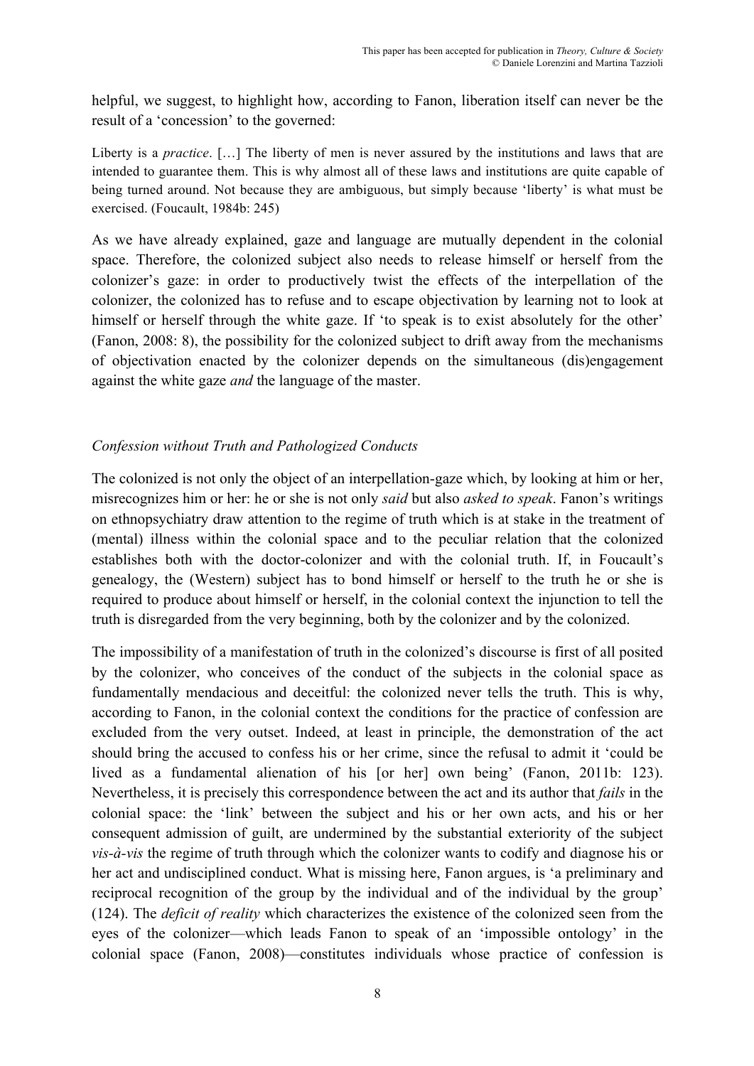helpful, we suggest, to highlight how, according to Fanon, liberation itself can never be the result of a 'concession' to the governed:

> Liberty is a *practice*. […] The liberty of men is never assured by the institutions and laws that are intended to guarantee them. This is why almost all of these laws and institutions are quite capable of being turned around. Not because they are ambiguous, but simply because 'liberty' is what must be exercised. (Foucault, 1984b: 245)

As we have already explained, gaze and language are mutually dependent in the colonial space. Therefore, the colonized subject also needs to release himself or herself from the colonizer's gaze: in order to productively twist the effects of the interpellation of the colonizer, the colonized has to refuse and to escape objectivation by learning not to look at himself or herself through the white gaze. If 'to speak is to exist absolutely for the other' (Fanon, 2008: 8), the possibility for the colonized subject to drift away from the mechanisms of objectivation enacted by the colonizer depends on the simultaneous (dis)engagement against the white gaze *and* the language of the master.

## *Confession without Truth and Pathologized Conducts*

The colonized is not only the object of an interpellation-gaze which, by looking at him or her, misrecognizes him or her: he or she is not only *said* but also *asked to speak*. Fanon's writings on ethnopsychiatry draw attention to the regime of truth which is at stake in the treatment of (mental) illness within the colonial space and to the peculiar relation that the colonized establishes both with the doctor-colonizer and with the colonial truth. If, in Foucault's genealogy, the (Western) subject has to bond himself or herself to the truth he or she is required to produce about himself or herself, in the colonial context the injunction to tell the truth is disregarded from the very beginning, both by the colonizer and by the colonized.

The impossibility of a manifestation of truth in the colonized's discourse is first of all posited by the colonizer, who conceives of the conduct of the subjects in the colonial space as fundamentally mendacious and deceitful: the colonized never tells the truth. This is why, according to Fanon, in the colonial context the conditions for the practice of confession are excluded from the very outset. Indeed, at least in principle, the demonstration of the act should bring the accused to confess his or her crime, since the refusal to admit it 'could be lived as a fundamental alienation of his [or her] own being' (Fanon, 2011b: 123). Nevertheless, it is precisely this correspondence between the act and its author that *fails* in the colonial space: the 'link' between the subject and his or her own acts, and his or her consequent admission of guilt, are undermined by the substantial exteriority of the subject *vis-à-vis* the regime of truth through which the colonizer wants to codify and diagnose his or her act and undisciplined conduct. What is missing here, Fanon argues, is 'a preliminary and reciprocal recognition of the group by the individual and of the individual by the group' (124). The *deficit of reality* which characterizes the existence of the colonized seen from the eyes of the colonizer—which leads Fanon to speak of an 'impossible ontology' in the colonial space (Fanon, 2008)—constitutes individuals whose practice of confession is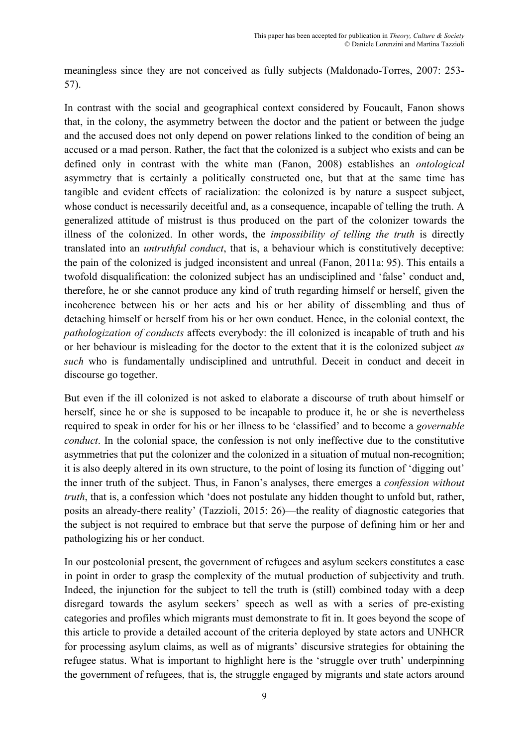meaningless since they are not conceived as fully subjects (Maldonado-Torres, 2007: 253-57).

In contrast with the social and geographical context considered by Foucault, Fanon shows that, in the colony, the asymmetry between the doctor and the patient or between the judge and the accused does not only depend on power relations linked to the condition of being an accused or a mad person. Rather, the fact that the colonized is a subject who exists and can be defined only in contrast with the white man (Fanon, 2008) establishes an *ontological* asymmetry that is certainly a politically constructed one, but that at the same time has tangible and evident effects of racialization: the colonized is by nature a suspect subject, whose conduct is necessarily deceitful and, as a consequence, incapable of telling the truth. A generalized attitude of mistrust is thus produced on the part of the colonizer towards the illness of the colonized. In other words, the *impossibility of telling the truth* is directly translated into an *untruthful conduct*, that is, a behaviour which is constitutively deceptive: the pain of the colonized is judged inconsistent and unreal (Fanon, 2011a: 95). This entails a twofold disqualification: the colonized subject has an undisciplined and 'false' conduct and, therefore, he or she cannot produce any kind of truth regarding himself or herself, given the incoherence between his or her acts and his or her ability of dissembling and thus of detaching himself or herself from his or her own conduct. Hence, in the colonial context, the *pathologization of conducts* affects everybody: the ill colonized is incapable of truth and his or her behaviour is misleading for the doctor to the extent that it is the colonized subject *as such* who is fundamentally undisciplined and untruthful. Deceit in conduct and deceit in discourse go together.

But even if the ill colonized is not asked to elaborate a discourse of truth about himself or herself, since he or she is supposed to be incapable to produce it, he or she is nevertheless required to speak in order for his or her illness to be 'classified' and to become a *governable conduct*. In the colonial space, the confession is not only ineffective due to the constitutive asymmetries that put the colonizer and the colonized in a situation of mutual non-recognition; it is also deeply altered in its own structure, to the point of losing its function of 'digging out' the inner truth of the subject. Thus, in Fanon's analyses, there emerges a *confession without truth*, that is, a confession which 'does not postulate any hidden thought to unfold but, rather, posits an already-there reality' (Tazzioli, 2015: 26)—the reality of diagnostic categories that the subject is not required to embrace but that serve the purpose of defining him or her and pathologizing his or her conduct.

In our postcolonial present, the government of refugees and asylum seekers constitutes a case in point in order to grasp the complexity of the mutual production of subjectivity and truth. Indeed, the injunction for the subject to tell the truth is (still) combined today with a deep disregard towards the asylum seekers' speech as well as with a series of pre-existing categories and profiles which migrants must demonstrate to fit in. It goes beyond the scope of this article to provide a detailed account of the criteria deployed by state actors and UNHCR for processing asylum claims, as well as of migrants' discursive strategies for obtaining the refugee status. What is important to highlight here is the 'struggle over truth' underpinning the government of refugees, that is, the struggle engaged by migrants and state actors around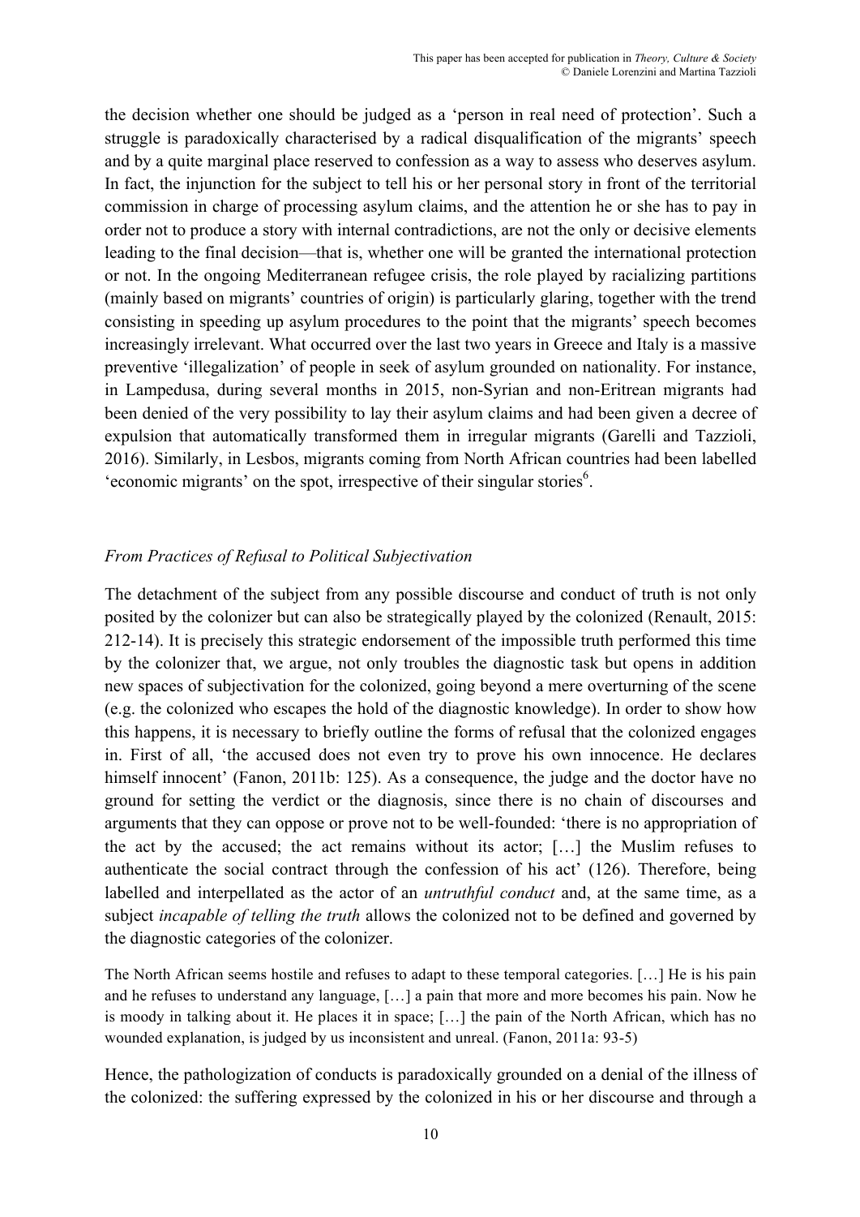the decision whether one should be judged as a 'person in real need of protection'. Such a struggle is paradoxically characterised by a radical disqualification of the migrants' speech and by a quite marginal place reserved to confession as a way to assess who deserves asylum. In fact, the injunction for the subject to tell his or her personal story in front of the territorial commission in charge of processing asylum claims, and the attention he or she has to pay in order not to produce a story with internal contradictions, are not the only or decisive elements leading to the final decision—that is, whether one will be granted the international protection or not. In the ongoing Mediterranean refugee crisis, the role played by racializing partitions (mainly based on migrants' countries of origin) is particularly glaring, together with the trend consisting in speeding up asylum procedures to the point that the migrants' speech becomes increasingly irrelevant. What occurred over the last two years in Greece and Italy is a massive preventive 'illegalization' of people in seek of asylum grounded on nationality. For instance, in Lampedusa, during several months in 2015, non-Syrian and non-Eritrean migrants had been denied of the very possibility to lay their asylum claims and had been given a decree of expulsion that automatically transformed them in irregular migrants (Garelli and Tazzioli, 2016). Similarly, in Lesbos, migrants coming from North African countries had been labelled 'economic migrants' on the spot, irrespective of their singular stories[6].

## *From Practices of Refusal to Political Subjectivation*

The detachment of the subject from any possible discourse and conduct of truth is not only posited by the colonizer but can also be strategically played by the colonized (Renault, 2015: 212-14). It is precisely this strategic endorsement of the impossible truth performed this time by the colonizer that, we argue, not only troubles the diagnostic task but opens in addition new spaces of subjectivation for the colonized, going beyond a mere overturning of the scene (e.g. the colonized who escapes the hold of the diagnostic knowledge). In order to show how this happens, it is necessary to briefly outline the forms of refusal that the colonized engages in. First of all, 'the accused does not even try to prove his own innocence. He declares himself innocent' (Fanon, 2011b: 125). As a consequence, the judge and the doctor have no ground for setting the verdict or the diagnosis, since there is no chain of discourses and arguments that they can oppose or prove not to be well-founded: 'there is no appropriation of the act by the accused; the act remains without its actor; […] the Muslim refuses to authenticate the social contract through the confession of his act' (126). Therefore, being labelled and interpellated as the actor of an *untruthful conduct* and, at the same time, as a subject *incapable of telling the truth* allows the colonized not to be defined and governed by the diagnostic categories of the colonizer.

> The North African seems hostile and refuses to adapt to these temporal categories. […] He is his pain and he refuses to understand any language, […] a pain that more and more becomes his pain. Now he is moody in talking about it. He places it in space; […] the pain of the North African, which has no wounded explanation, is judged by us inconsistent and unreal. (Fanon, 2011a: 93-5)

Hence, the pathologization of conducts is paradoxically grounded on a denial of the illness of the colonized: the suffering expressed by the colonized in his or her discourse and through a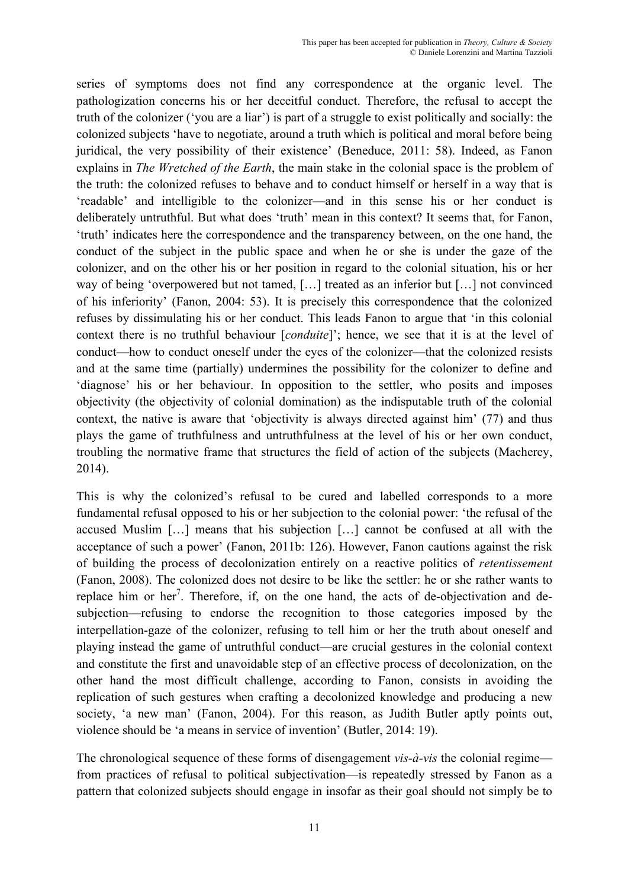series of symptoms does not find any correspondence at the organic level. The pathologization concerns his or her deceitful conduct. Therefore, the refusal to accept the truth of the colonizer ('you are a liar') is part of a struggle to exist politically and socially: the colonized subjects 'have to negotiate, around a truth which is political and moral before being juridical, the very possibility of their existence' (Beneduce, 2011: 58). Indeed, as Fanon explains in *The Wretched of the Earth*, the main stake in the colonial space is the problem of the truth: the colonized refuses to behave and to conduct himself or herself in a way that is 'readable' and intelligible to the colonizer—and in this sense his or her conduct is deliberately untruthful. But what does 'truth' mean in this context? It seems that, for Fanon, 'truth' indicates here the correspondence and the transparency between, on the one hand, the conduct of the subject in the public space and when he or she is under the gaze of the colonizer, and on the other his or her position in regard to the colonial situation, his or her way of being 'overpowered but not tamed, […] treated as an inferior but […] not convinced of his inferiority' (Fanon, 2004: 53). It is precisely this correspondence that the colonized refuses by dissimulating his or her conduct. This leads Fanon to argue that 'in this colonial context there is no truthful behaviour [*conduite*]'; hence, we see that it is at the level of conduct—how to conduct oneself under the eyes of the colonizer—that the colonized resists and at the same time (partially) undermines the possibility for the colonizer to define and 'diagnose' his or her behaviour. In opposition to the settler, who posits and imposes objectivity (the objectivity of colonial domination) as the indisputable truth of the colonial context, the native is aware that 'objectivity is always directed against him' (77) and thus plays the game of truthfulness and untruthfulness at the level of his or her own conduct, troubling the normative frame that structures the field of action of the subjects (Macherey, 2014).

This is why the colonized's refusal to be cured and labelled corresponds to a more fundamental refusal opposed to his or her subjection to the colonial power: 'the refusal of the accused Muslim […] means that his subjection […] cannot be confused at all with the acceptance of such a power' (Fanon, 2011b: 126). However, Fanon cautions against the risk of building the process of decolonization entirely on a reactive politics of *retentissement* (Fanon, 2008). The colonized does not desire to be like the settler: he or she rather wants to replace him or her[7]. Therefore, if, on the one hand, the acts of de-objectivation and de-subjection—refusing to endorse the recognition to those categories imposed by the interpellation-gaze of the colonizer, refusing to tell him or her the truth about oneself and playing instead the game of untruthful conduct—are crucial gestures in the colonial context and constitute the first and unavoidable step of an effective process of decolonization, on the other hand the most difficult challenge, according to Fanon, consists in avoiding the replication of such gestures when crafting a decolonized knowledge and producing a new society, 'a new man' (Fanon, 2004). For this reason, as Judith Butler aptly points out, violence should be 'a means in service of invention' (Butler, 2014: 19).

The chronological sequence of these forms of disengagement *vis-à-vis* the colonial regime—from practices of refusal to political subjectivation—is repeatedly stressed by Fanon as a pattern that colonized subjects should engage in insofar as their goal should not simply be to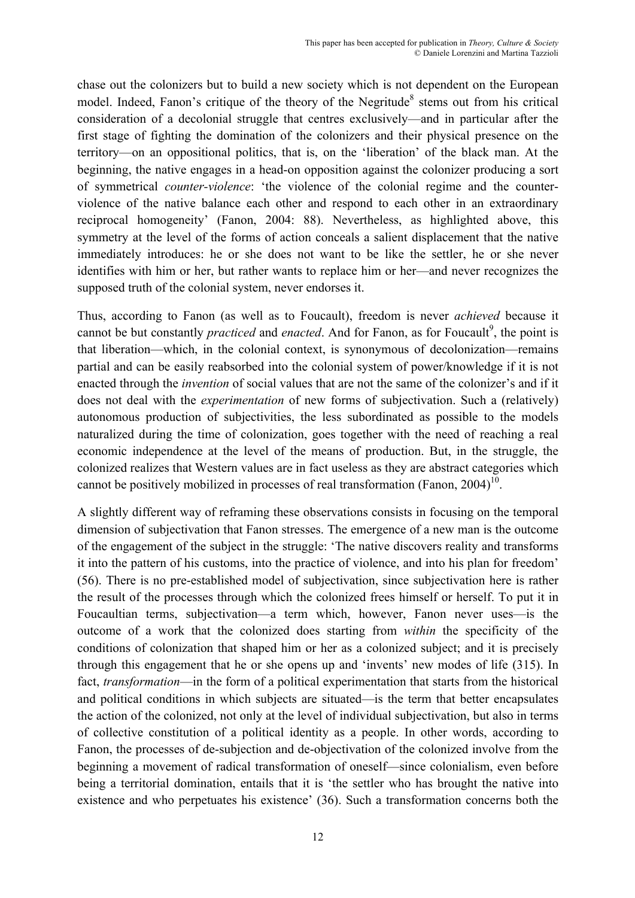chase out the colonizers but to build a new society which is not dependent on the European model. Indeed, Fanon's critique of the theory of the Negritude[8] stems out from his critical consideration of a decolonial struggle that centres exclusively—and in particular after the first stage of fighting the domination of the colonizers and their physical presence on the territory—on an oppositional politics, that is, on the 'liberation' of the black man. At the beginning, the native engages in a head-on opposition against the colonizer producing a sort of symmetrical *counter-violence*: 'the violence of the colonial regime and the counter-violence of the native balance each other and respond to each other in an extraordinary reciprocal homogeneity' (Fanon, 2004: 88). Nevertheless, as highlighted above, this symmetry at the level of the forms of action conceals a salient displacement that the native immediately introduces: he or she does not want to be like the settler, he or she never identifies with him or her, but rather wants to replace him or her—and never recognizes the supposed truth of the colonial system, never endorses it.

Thus, according to Fanon (as well as to Foucault), freedom is never *achieved* because it cannot be but constantly *practiced* and *enacted*. And for Fanon, as for Foucault[9], the point is that liberation—which, in the colonial context, is synonymous of decolonization—remains partial and can be easily reabsorbed into the colonial system of power/knowledge if it is not enacted through the *invention* of social values that are not the same of the colonizer's and if it does not deal with the *experimentation* of new forms of subjectivation. Such a (relatively) autonomous production of subjectivities, the less subordinated as possible to the models naturalized during the time of colonization, goes together with the need of reaching a real economic independence at the level of the means of production. But, in the struggle, the colonized realizes that Western values are in fact useless as they are abstract categories which cannot be positively mobilized in processes of real transformation (Fanon, 2004)[10].

A slightly different way of reframing these observations consists in focusing on the temporal dimension of subjectivation that Fanon stresses. The emergence of a new man is the outcome of the engagement of the subject in the struggle: 'The native discovers reality and transforms it into the pattern of his customs, into the practice of violence, and into his plan for freedom' (56). There is no pre-established model of subjectivation, since subjectivation here is rather the result of the processes through which the colonized frees himself or herself. To put it in Foucaultian terms, subjectivation—a term which, however, Fanon never uses—is the outcome of a work that the colonized does starting from *within* the specificity of the conditions of colonization that shaped him or her as a colonized subject; and it is precisely through this engagement that he or she opens up and 'invents' new modes of life (315). In fact, *transformation*—in the form of a political experimentation that starts from the historical and political conditions in which subjects are situated—is the term that better encapsulates the action of the colonized, not only at the level of individual subjectivation, but also in terms of collective constitution of a political identity as a people. In other words, according to Fanon, the processes of de-subjection and de-objectivation of the colonized involve from the beginning a movement of radical transformation of oneself—since colonialism, even before being a territorial domination, entails that it is 'the settler who has brought the native into existence and who perpetuates his existence' (36). Such a transformation concerns both the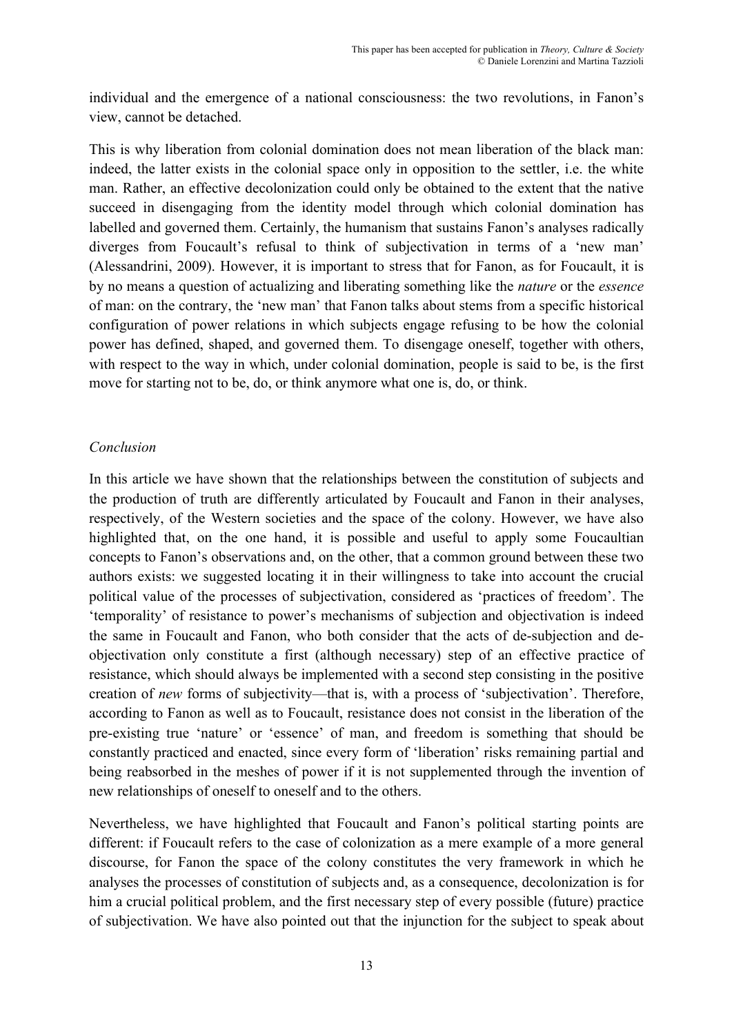individual and the emergence of a national consciousness: the two revolutions, in Fanon's view, cannot be detached.

This is why liberation from colonial domination does not mean liberation of the black man: indeed, the latter exists in the colonial space only in opposition to the settler, i.e. the white man. Rather, an effective decolonization could only be obtained to the extent that the native succeed in disengaging from the identity model through which colonial domination has labelled and governed them. Certainly, the humanism that sustains Fanon's analyses radically diverges from Foucault's refusal to think of subjectivation in terms of a 'new man' (Alessandrini, 2009). However, it is important to stress that for Fanon, as for Foucault, it is by no means a question of actualizing and liberating something like the *nature* or the *essence* of man: on the contrary, the 'new man' that Fanon talks about stems from a specific historical configuration of power relations in which subjects engage refusing to be how the colonial power has defined, shaped, and governed them. To disengage oneself, together with others, with respect to the way in which, under colonial domination, people is said to be, is the first move for starting not to be, do, or think anymore what one is, do, or think.

*Conclusion*

In this article we have shown that the relationships between the constitution of subjects and the production of truth are differently articulated by Foucault and Fanon in their analyses, respectively, of the Western societies and the space of the colony. However, we have also highlighted that, on the one hand, it is possible and useful to apply some Foucaultian concepts to Fanon's observations and, on the other, that a common ground between these two authors exists: we suggested locating it in their willingness to take into account the crucial political value of the processes of subjectivation, considered as 'practices of freedom'. The 'temporality' of resistance to power's mechanisms of subjection and objectivation is indeed the same in Foucault and Fanon, who both consider that the acts of de-subjection and de-objectivation only constitute a first (although necessary) step of an effective practice of resistance, which should always be implemented with a second step consisting in the positive creation of *new* forms of subjectivity—that is, with a process of 'subjectivation'. Therefore, according to Fanon as well as to Foucault, resistance does not consist in the liberation of the pre-existing true 'nature' or 'essence' of man, and freedom is something that should be constantly practiced and enacted, since every form of 'liberation' risks remaining partial and being reabsorbed in the meshes of power if it is not supplemented through the invention of new relationships of oneself to oneself and to the others.

Nevertheless, we have highlighted that Foucault and Fanon's political starting points are different: if Foucault refers to the case of colonization as a mere example of a more general discourse, for Fanon the space of the colony constitutes the very framework in which he analyses the processes of constitution of subjects and, as a consequence, decolonization is for him a crucial political problem, and the first necessary step of every possible (future) practice of subjectivation. We have also pointed out that the injunction for the subject to speak about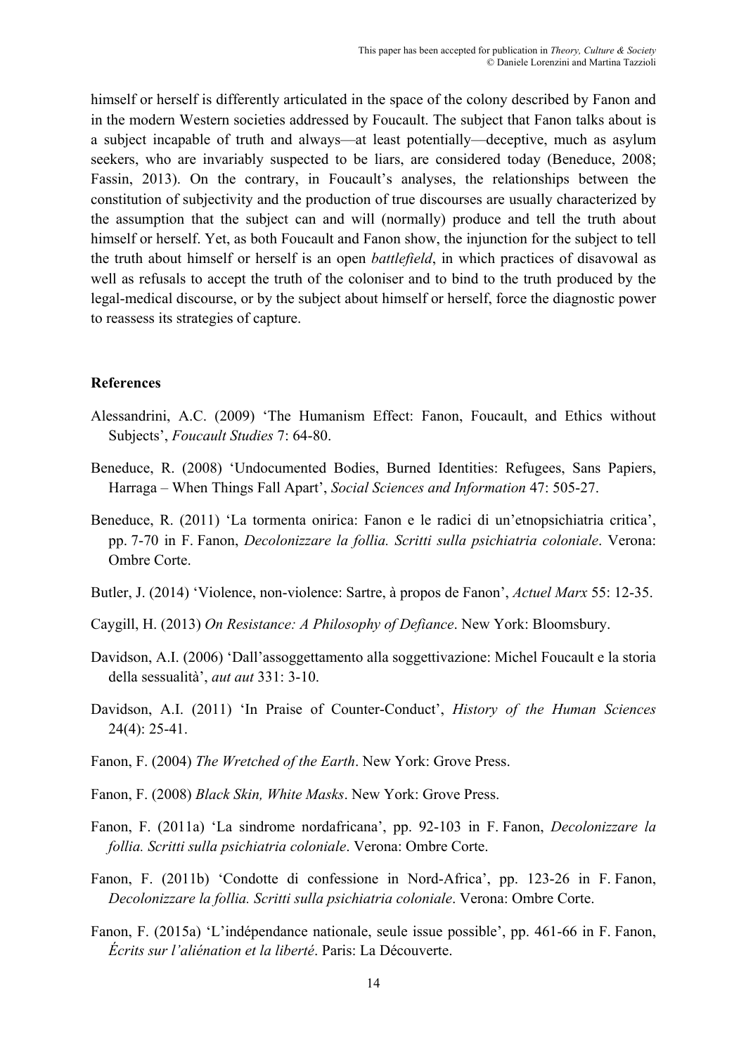himself or herself is differently articulated in the space of the colony described by Fanon and in the modern Western societies addressed by Foucault. The subject that Fanon talks about is a subject incapable of truth and always—at least potentially—deceptive, much as asylum seekers, who are invariably suspected to be liars, are considered today (Beneduce, 2008; Fassin, 2013). On the contrary, in Foucault's analyses, the relationships between the constitution of subjectivity and the production of true discourses are usually characterized by the assumption that the subject can and will (normally) produce and tell the truth about himself or herself. Yet, as both Foucault and Fanon show, the injunction for the subject to tell the truth about himself or herself is an open *battlefield*, in which practices of disavowal as well as refusals to accept the truth of the coloniser and to bind to the truth produced by the legal-medical discourse, or by the subject about himself or herself, force the diagnostic power to reassess its strategies of capture.

## References

Alessandrini, A.C. (2009) 'The Humanism Effect: Fanon, Foucault, and Ethics without Subjects', *Foucault Studies* 7: 64-80.

Beneduce, R. (2008) 'Undocumented Bodies, Burned Identities: Refugees, Sans Papiers, Harraga – When Things Fall Apart', *Social Sciences and Information* 47: 505-27.

Beneduce, R. (2011) 'La tormenta onirica: Fanon e le radici di un'etnopsichiatria critica', pp. 7-70 in F. Fanon, *Decolonizzare la follia. Scritti sulla psichiatria coloniale*. Verona: Ombre Corte.

Butler, J. (2014) 'Violence, non-violence: Sartre, à propos de Fanon', *Actuel Marx* 55: 12-35.

Caygill, H. (2013) *On Resistance: A Philosophy of Defiance*. New York: Bloomsbury.

Davidson, A.I. (2006) 'Dall'assoggettamento alla soggettivazione: Michel Foucault e la storia della sessualità', *aut aut* 331: 3-10.

Davidson, A.I. (2011) 'In Praise of Counter-Conduct', *History of the Human Sciences* 24(4): 25-41.

Fanon, F. (2004) *The Wretched of the Earth*. New York: Grove Press.

Fanon, F. (2008) *Black Skin, White Masks*. New York: Grove Press.

Fanon, F. (2011a) 'La sindrome nordafricana', pp. 92-103 in F. Fanon, *Decolonizzare la follia. Scritti sulla psichiatria coloniale*. Verona: Ombre Corte.

Fanon, F. (2011b) 'Condotte di confessione in Nord-Africa', pp. 123-26 in F. Fanon, *Decolonizzare la follia. Scritti sulla psichiatria coloniale*. Verona: Ombre Corte.

Fanon, F. (2015a) 'L'indépendance nationale, seule issue possible', pp. 461-66 in F. Fanon, *Écrits sur l'aliénation et la liberté*. Paris: La Découverte.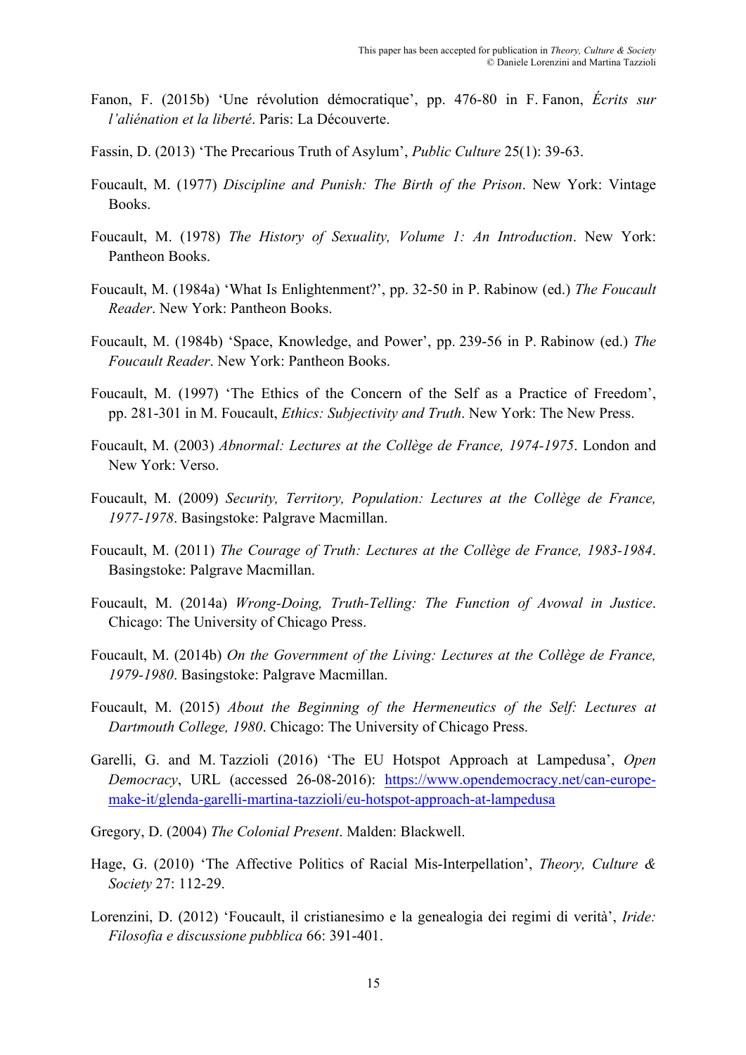Fanon, F. (2015b) ‘Une révolution démocratique’, pp. 476-80 in F. Fanon, *Écrits sur l'aliénation et la liberté*. Paris: La Découverte.

Fassin, D. (2013) ‘The Precarious Truth of Asylum’, *Public Culture* 25(1): 39-63.

Foucault, M. (1977) *Discipline and Punish: The Birth of the Prison*. New York: Vintage Books.

Foucault, M. (1978) *The History of Sexuality, Volume 1: An Introduction*. New York: Pantheon Books.

Foucault, M. (1984a) ‘What Is Enlightenment?’, pp. 32-50 in P. Rabinow (ed.) *The Foucault Reader*. New York: Pantheon Books.

Foucault, M. (1984b) ‘Space, Knowledge, and Power’, pp. 239-56 in P. Rabinow (ed.) *The Foucault Reader*. New York: Pantheon Books.

Foucault, M. (1997) ‘The Ethics of the Concern of the Self as a Practice of Freedom’, pp. 281-301 in M. Foucault, *Ethics: Subjectivity and Truth*. New York: The New Press.

Foucault, M. (2003) *Abnormal: Lectures at the Collège de France, 1974-1975*. London and New York: Verso.

Foucault, M. (2009) *Security, Territory, Population: Lectures at the Collège de France, 1977-1978*. Basingstoke: Palgrave Macmillan.

Foucault, M. (2011) *The Courage of Truth: Lectures at the Collège de France, 1983-1984*. Basingstoke: Palgrave Macmillan.

Foucault, M. (2014a) *Wrong-Doing, Truth-Telling: The Function of Avowal in Justice*. Chicago: The University of Chicago Press.

Foucault, M. (2014b) *On the Government of the Living: Lectures at the Collège de France, 1979-1980*. Basingstoke: Palgrave Macmillan.

Foucault, M. (2015) *About the Beginning of the Hermeneutics of the Self: Lectures at Dartmouth College, 1980*. Chicago: The University of Chicago Press.

Garelli, G. and M. Tazzioli (2016) ‘The EU Hotspot Approach at Lampedusa’, *Open Democracy*, URL (accessed 26-08-2016): https://www.opendemocracy.net/can-europe-make-it/glenda-garelli-martina-tazzioli/eu-hotspot-approach-at-lampedusa

Gregory, D. (2004) *The Colonial Present*. Malden: Blackwell.

Hage, G. (2010) ‘The Affective Politics of Racial Mis-Interpellation’, *Theory, Culture & Society* 27: 112-29.

Lorenzini, D. (2012) ‘Foucault, il cristianesimo e la genealogia dei regimi di verità’, *Iride: Filosofia e discussione pubblica* 66: 391-401.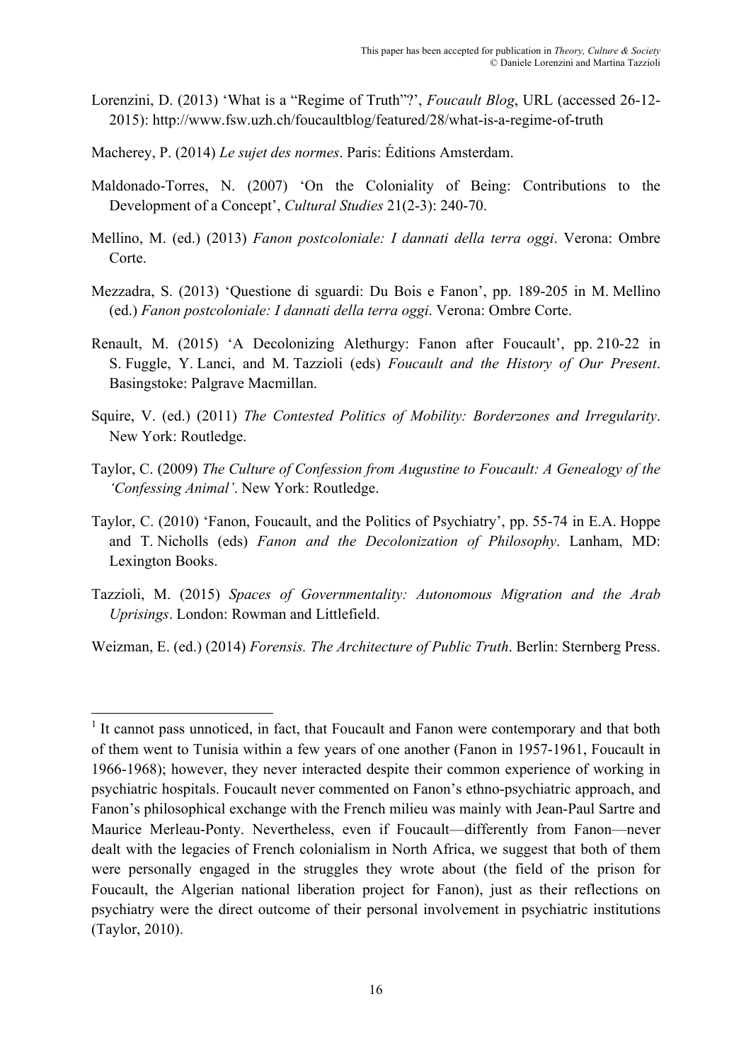Lorenzini, D. (2013) 'What is a "Regime of Truth"?', *Foucault Blog*, URL (accessed 26-12-2015): http://www.fsw.uzh.ch/foucaultblog/featured/28/what-is-a-regime-of-truth

Macherey, P. (2014) *Le sujet des normes*. Paris: Éditions Amsterdam.

Maldonado-Torres, N. (2007) 'On the Coloniality of Being: Contributions to the Development of a Concept', *Cultural Studies* 21(2-3): 240-70.

Mellino, M. (ed.) (2013) *Fanon postcoloniale: I dannati della terra oggi*. Verona: Ombre Corte.

Mezzadra, S. (2013) 'Questione di sguardi: Du Bois e Fanon', pp. 189-205 in M. Mellino (ed.) *Fanon postcoloniale: I dannati della terra oggi*. Verona: Ombre Corte.

Renault, M. (2015) 'A Decolonizing Alethurgy: Fanon after Foucault', pp. 210-22 in S. Fuggle, Y. Lanci, and M. Tazzioli (eds) *Foucault and the History of Our Present*. Basingstoke: Palgrave Macmillan.

Squire, V. (ed.) (2011) *The Contested Politics of Mobility: Borderzones and Irregularity*. New York: Routledge.

Taylor, C. (2009) *The Culture of Confession from Augustine to Foucault: A Genealogy of the 'Confessing Animal'*. New York: Routledge.

Taylor, C. (2010) 'Fanon, Foucault, and the Politics of Psychiatry', pp. 55-74 in E.A. Hoppe and T. Nicholls (eds) *Fanon and the Decolonization of Philosophy*. Lanham, MD: Lexington Books.

Tazzioli, M. (2015) *Spaces of Governmentality: Autonomous Migration and the Arab Uprisings*. London: Rowman and Littlefield.

Weizman, E. (ed.) (2014) *Forensis. The Architecture of Public Truth*. Berlin: Sternberg Press.

---

[1] It cannot pass unnoticed, in fact, that Foucault and Fanon were contemporary and that both of them went to Tunisia within a few years of one another (Fanon in 1957-1961, Foucault in 1966-1968); however, they never interacted despite their common experience of working in psychiatric hospitals. Foucault never commented on Fanon's ethno-psychiatric approach, and Fanon's philosophical exchange with the French milieu was mainly with Jean-Paul Sartre and Maurice Merleau-Ponty. Nevertheless, even if Foucault—differently from Fanon—never dealt with the legacies of French colonialism in North Africa, we suggest that both of them were personally engaged in the struggles they wrote about (the field of the prison for Foucault, the Algerian national liberation project for Fanon), just as their reflections on psychiatry were the direct outcome of their personal involvement in psychiatric institutions (Taylor, 2010).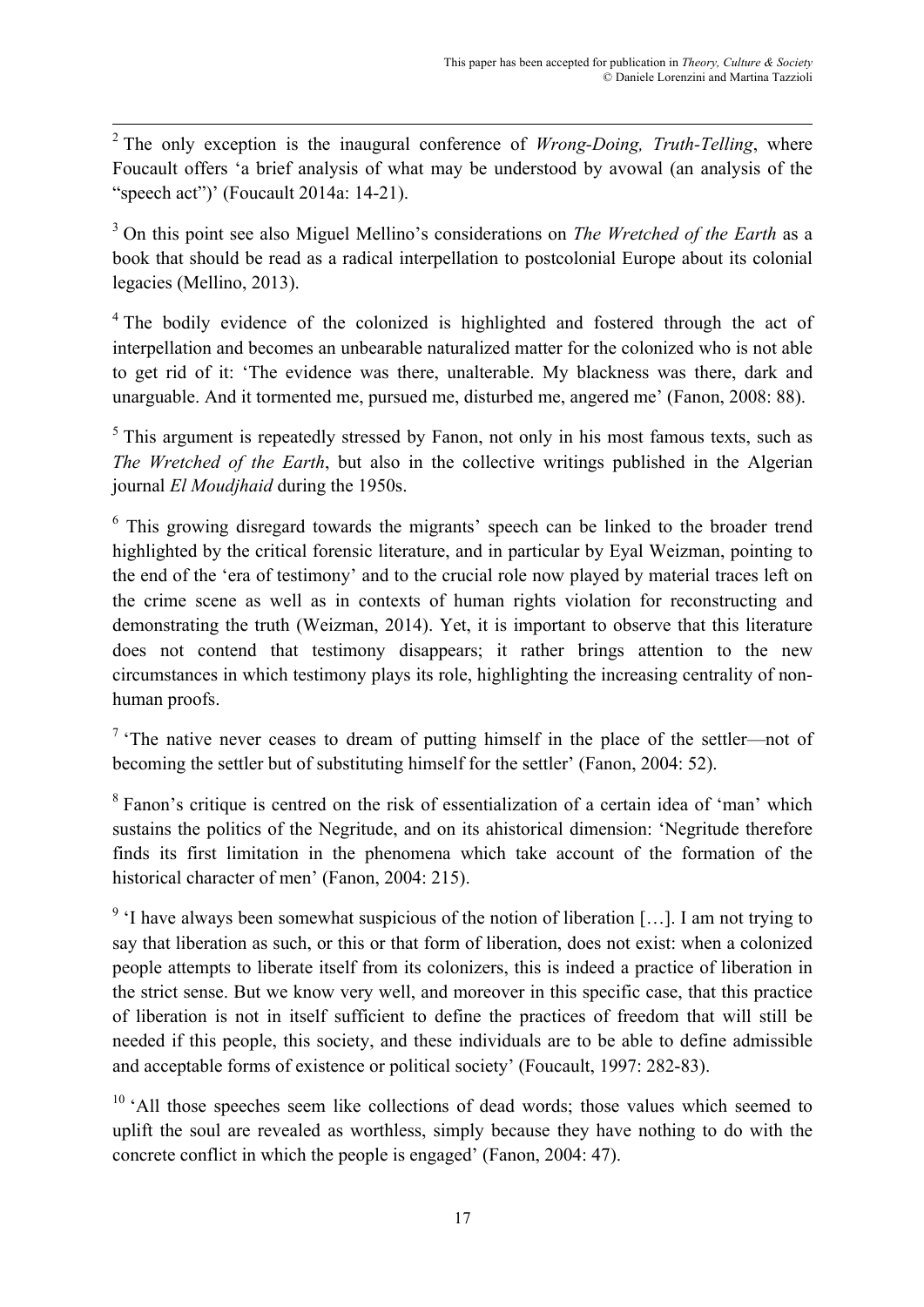[2] The only exception is the inaugural conference of *Wrong-Doing, Truth-Telling*, where Foucault offers 'a brief analysis of what may be understood by avowal (an analysis of the "speech act")' (Foucault 2014a: 14-21).

[3] On this point see also Miguel Mellino's considerations on *The Wretched of the Earth* as a book that should be read as a radical interpellation to postcolonial Europe about its colonial legacies (Mellino, 2013).

[4] The bodily evidence of the colonized is highlighted and fostered through the act of interpellation and becomes an unbearable naturalized matter for the colonized who is not able to get rid of it: 'The evidence was there, unalterable. My blackness was there, dark and unarguable. And it tormented me, pursued me, disturbed me, angered me' (Fanon, 2008: 88).

[5] This argument is repeatedly stressed by Fanon, not only in his most famous texts, such as *The Wretched of the Earth*, but also in the collective writings published in the Algerian journal *El Moudjhaid* during the 1950s.

[6] This growing disregard towards the migrants' speech can be linked to the broader trend highlighted by the critical forensic literature, and in particular by Eyal Weizman, pointing to the end of the 'era of testimony' and to the crucial role now played by material traces left on the crime scene as well as in contexts of human rights violation for reconstructing and demonstrating the truth (Weizman, 2014). Yet, it is important to observe that this literature does not contend that testimony disappears; it rather brings attention to the new circumstances in which testimony plays its role, highlighting the increasing centrality of non-human proofs.

[7] 'The native never ceases to dream of putting himself in the place of the settler—not of becoming the settler but of substituting himself for the settler' (Fanon, 2004: 52).

[8] Fanon's critique is centred on the risk of essentialization of a certain idea of 'man' which sustains the politics of the Negritude, and on its ahistorical dimension: 'Negritude therefore finds its first limitation in the phenomena which take account of the formation of the historical character of men' (Fanon, 2004: 215).

[9] 'I have always been somewhat suspicious of the notion of liberation […]. I am not trying to say that liberation as such, or this or that form of liberation, does not exist: when a colonized people attempts to liberate itself from its colonizers, this is indeed a practice of liberation in the strict sense. But we know very well, and moreover in this specific case, that this practice of liberation is not in itself sufficient to define the practices of freedom that will still be needed if this people, this society, and these individuals are to be able to define admissible and acceptable forms of existence or political society' (Foucault, 1997: 282-83).

[10] 'All those speeches seem like collections of dead words; those values which seemed to uplift the soul are revealed as worthless, simply because they have nothing to do with the concrete conflict in which the people is engaged' (Fanon, 2004: 47).